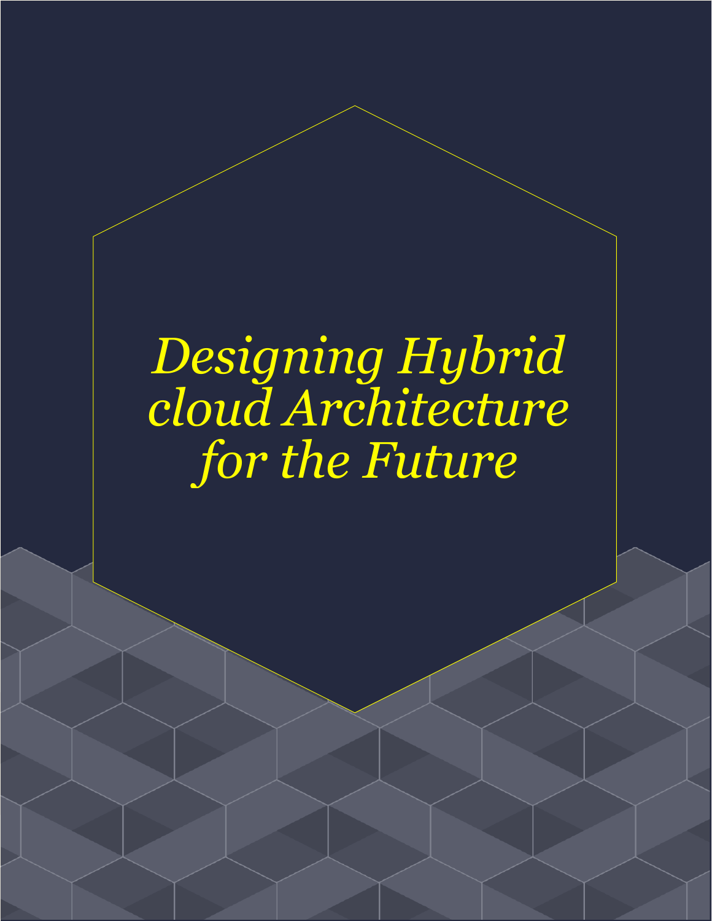# *Designing Hybrid cloud Architecture for the Future*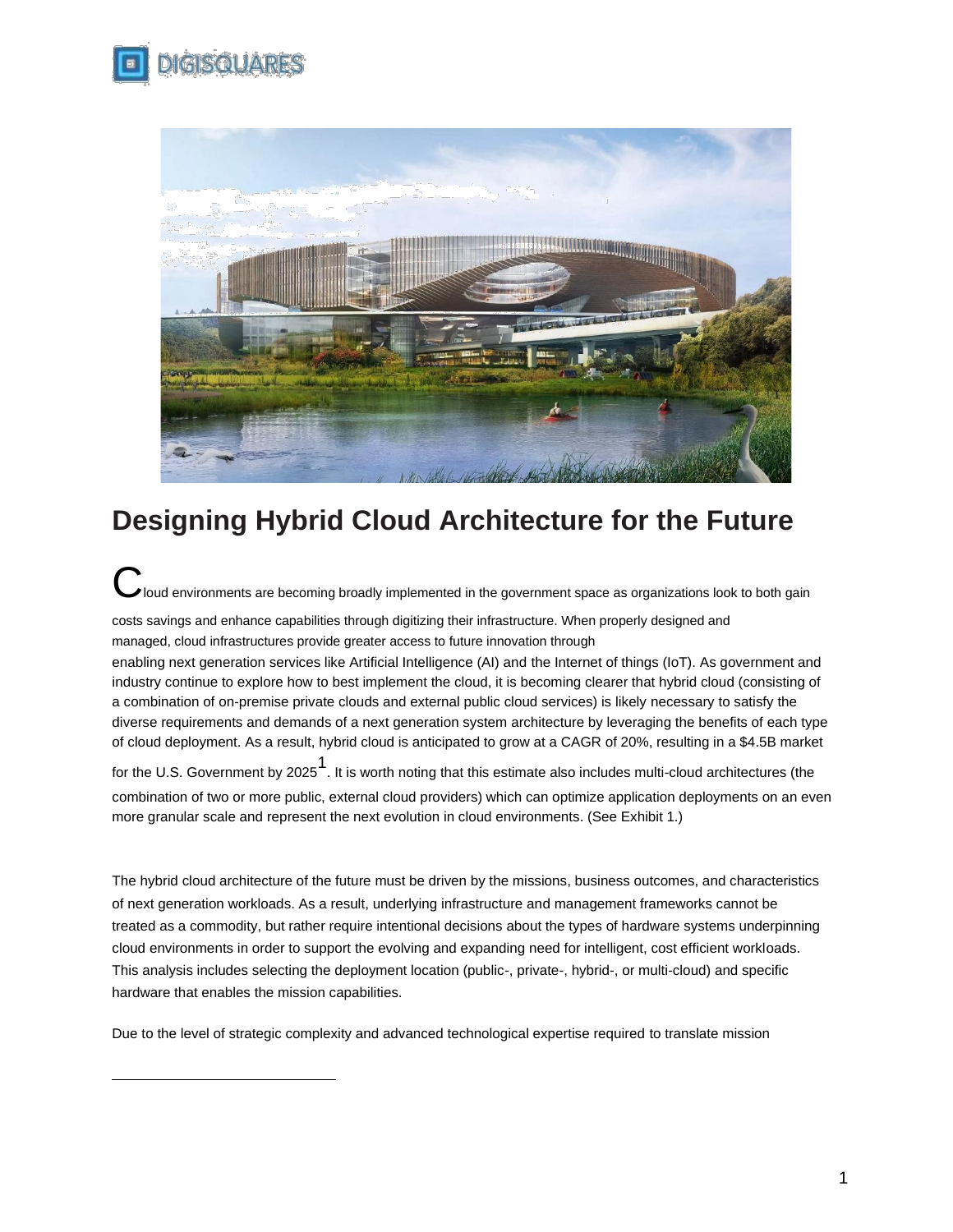# Designing Hybrid Cloud Architecture for the Future

Cloud environments are becoming broadly implemented in the government space as organizations look to both gain costs savings and enhance capabilities through digitizing their infrastructure. When properly designed and managed, cloud infrastructures provide greater access to future innovation through enabling next generation services like Artificial Intelligence (AI) and the Internet of things (IoT). As government and industry continue to explore how to best implement the cloud, it is becoming clearer that hybrid cloud (consisting of a combination of on-premise private clouds and external public cloud services) is likely necessary to satisfy the diverse requirements and demands of a next generation system architecture by leveraging the benefits of each type of cloud deployment. As a result, hybrid cloud is anticipated to grow at a CAGR of 20%, resulting in a $4.5B market for the U.S. Government by 2025[1]. It is worth noting that this estimate also includes multi-cloud architectures (the combination of two or more public, external cloud providers) which can optimize application deployments on an even more granular scale and represent the next evolution in cloud environments. (See Exhibit 1.)

The hybrid cloud architecture of the future must be driven by the missions, business outcomes, and characteristics of next generation workloads. As a result, underlying infrastructure and management frameworks cannot be treated as a commodity, but rather require intentional decisions about the types of hardware systems underpinning cloud environments in order to support the evolving and expanding need for intelligent, cost efficient workloads. This analysis includes selecting the deployment location (public-, private-, hybrid-, or multi-cloud) and specific hardware that enables the mission capabilities.

Due to the level of strategic complexity and advanced technological expertise required to translate mission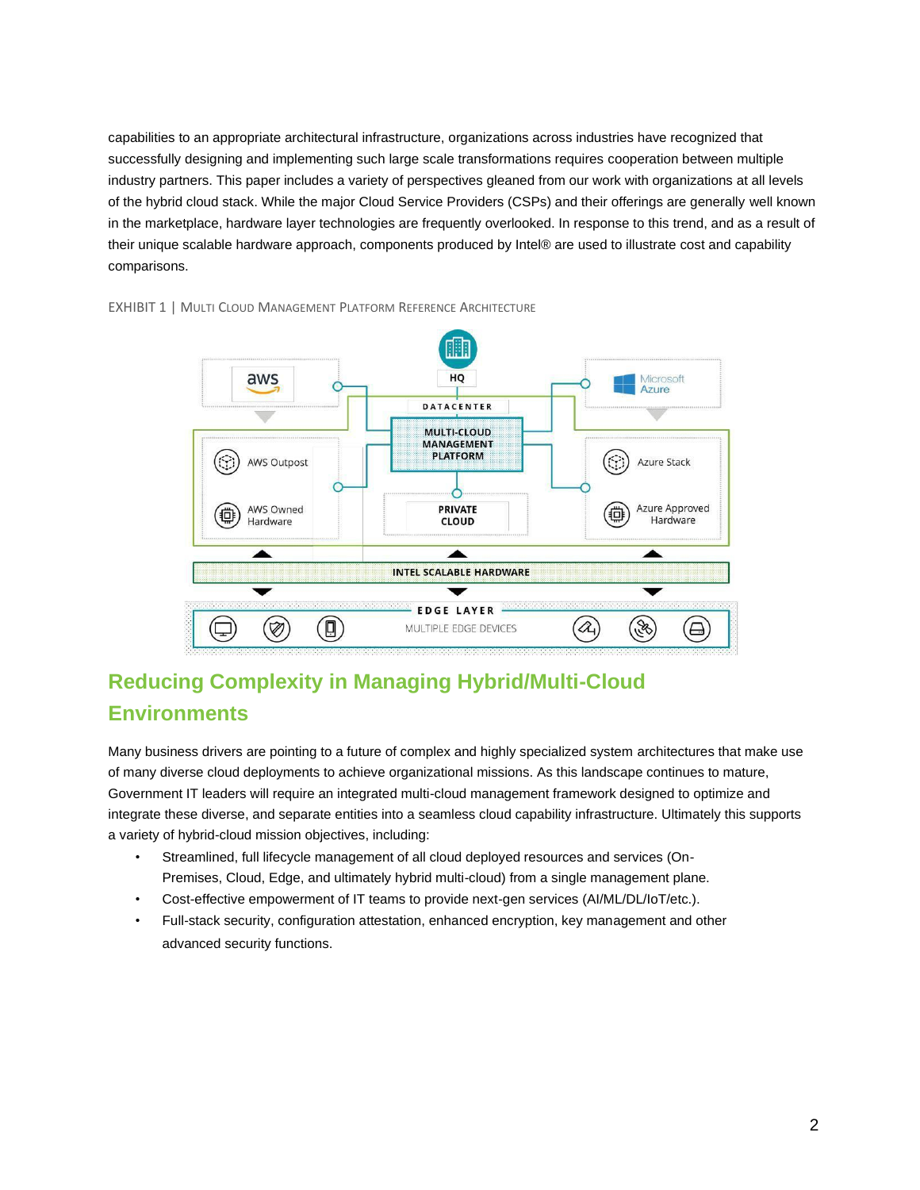capabilities to an appropriate architectural infrastructure, organizations across industries have recognized that successfully designing and implementing such large scale transformations requires cooperation between multiple industry partners. This paper includes a variety of perspectives gleaned from our work with organizations at all levels of the hybrid cloud stack. While the major Cloud Service Providers (CSPs) and their offerings are generally well known in the marketplace, hardware layer technologies are frequently overlooked. In response to this trend, and as a result of their unique scalable hardware approach, components produced by Intel® are used to illustrate cost and capability comparisons.

EXHIBIT 1 | MULTI CLOUD MANAGEMENT PLATFORM REFERENCE ARCHITECTURE

## Reducing Complexity in Managing Hybrid/Multi-Cloud Environments

Many business drivers are pointing to a future of complex and highly specialized system architectures that make use of many diverse cloud deployments to achieve organizational missions. As this landscape continues to mature, Government IT leaders will require an integrated multi-cloud management framework designed to optimize and integrate these diverse, and separate entities into a seamless cloud capability infrastructure. Ultimately this supports a variety of hybrid-cloud mission objectives, including:

- Streamlined, full lifecycle management of all cloud deployed resources and services (On-Premises, Cloud, Edge, and ultimately hybrid multi-cloud) from a single management plane.
- Cost-effective empowerment of IT teams to provide next-gen services (AI/ML/DL/IoT/etc.).
- Full-stack security, configuration attestation, enhanced encryption, key management and other advanced security functions.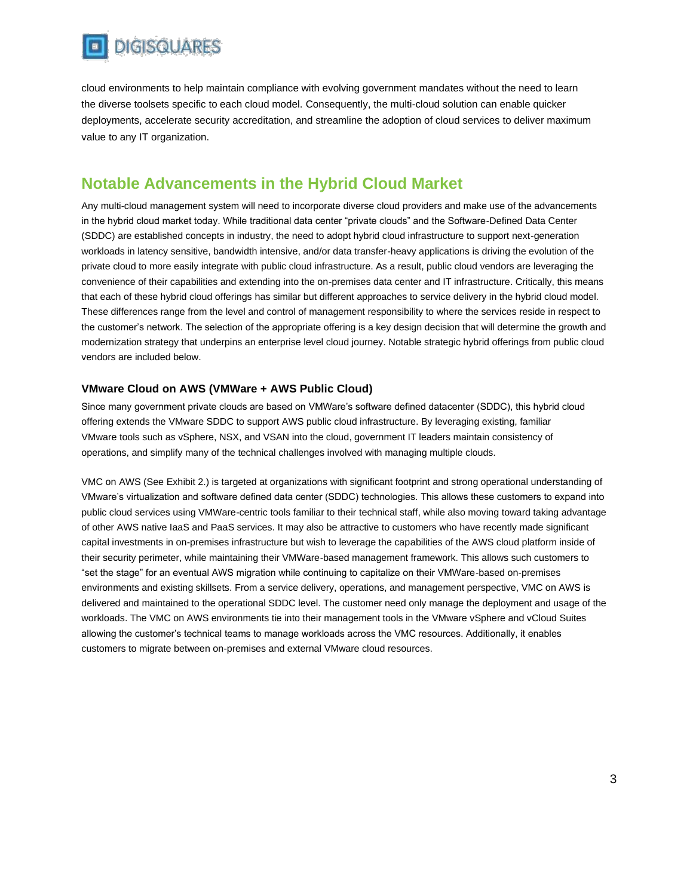cloud environments to help maintain compliance with evolving government mandates without the need to learn the diverse toolsets specific to each cloud model. Consequently, the multi-cloud solution can enable quicker deployments, accelerate security accreditation, and streamline the adoption of cloud services to deliver maximum value to any IT organization.

## Notable Advancements in the Hybrid Cloud Market

Any multi-cloud management system will need to incorporate diverse cloud providers and make use of the advancements in the hybrid cloud market today. While traditional data center "private clouds" and the Software-Defined Data Center (SDDC) are established concepts in industry, the need to adopt hybrid cloud infrastructure to support next-generation workloads in latency sensitive, bandwidth intensive, and/or data transfer-heavy applications is driving the evolution of the private cloud to more easily integrate with public cloud infrastructure. As a result, public cloud vendors are leveraging the convenience of their capabilities and extending into the on-premises data center and IT infrastructure. Critically, this means that each of these hybrid cloud offerings has similar but different approaches to service delivery in the hybrid cloud model. These differences range from the level and control of management responsibility to where the services reside in respect to the customer's network. The selection of the appropriate offering is a key design decision that will determine the growth and modernization strategy that underpins an enterprise level cloud journey. Notable strategic hybrid offerings from public cloud vendors are included below.

### VMware Cloud on AWS (VMWare + AWS Public Cloud)

Since many government private clouds are based on VMWare's software defined datacenter (SDDC), this hybrid cloud offering extends the VMware SDDC to support AWS public cloud infrastructure. By leveraging existing, familiar VMware tools such as vSphere, NSX, and VSAN into the cloud, government IT leaders maintain consistency of operations, and simplify many of the technical challenges involved with managing multiple clouds.

VMC on AWS (See Exhibit 2.) is targeted at organizations with significant footprint and strong operational understanding of VMware's virtualization and software defined data center (SDDC) technologies. This allows these customers to expand into public cloud services using VMWare-centric tools familiar to their technical staff, while also moving toward taking advantage of other AWS native IaaS and PaaS services. It may also be attractive to customers who have recently made significant capital investments in on-premises infrastructure but wish to leverage the capabilities of the AWS cloud platform inside of their security perimeter, while maintaining their VMWare-based management framework. This allows such customers to "set the stage" for an eventual AWS migration while continuing to capitalize on their VMWare-based on-premises environments and existing skillsets. From a service delivery, operations, and management perspective, VMC on AWS is delivered and maintained to the operational SDDC level. The customer need only manage the deployment and usage of the workloads. The VMC on AWS environments tie into their management tools in the VMware vSphere and vCloud Suites allowing the customer's technical teams to manage workloads across the VMC resources. Additionally, it enables customers to migrate between on-premises and external VMware cloud resources.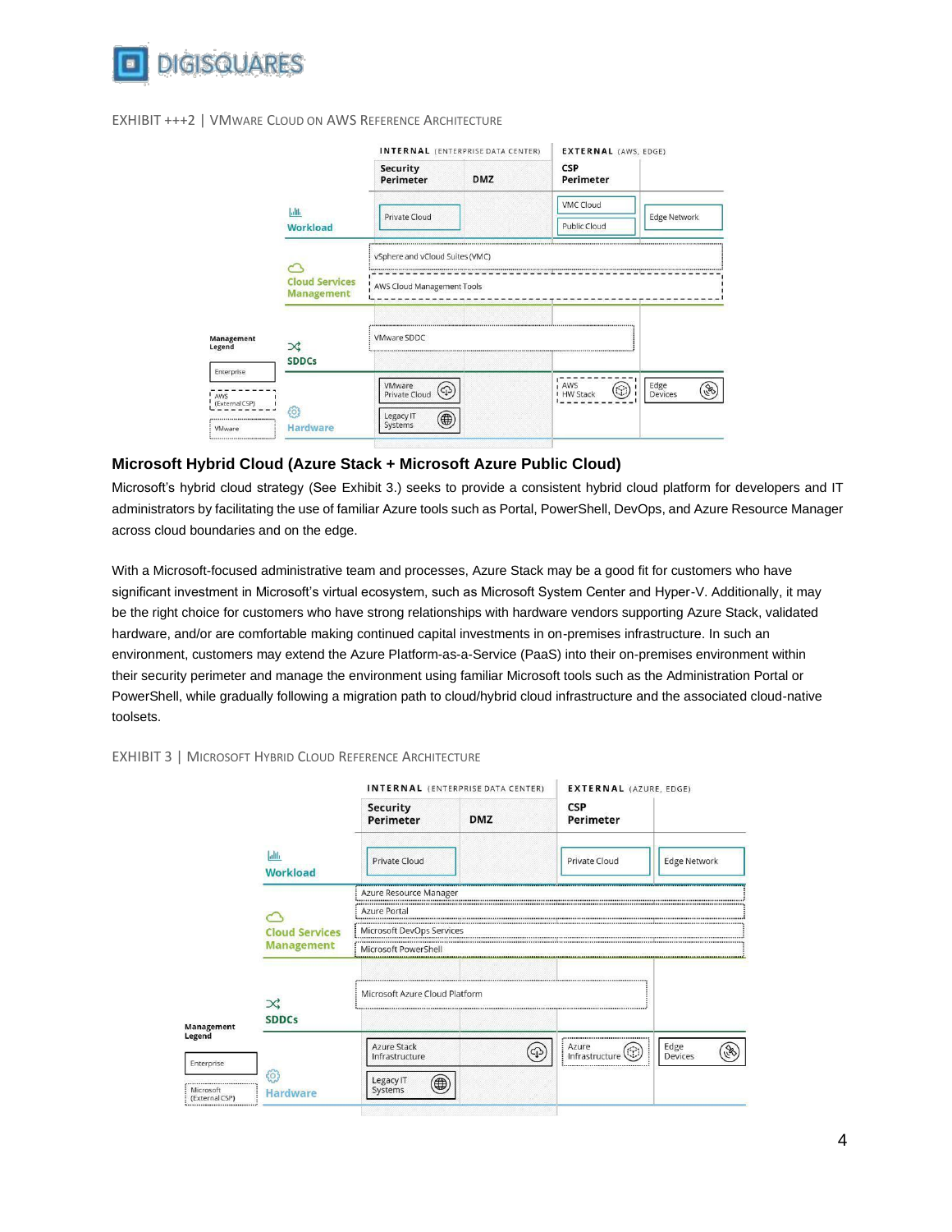EXHIBIT +++2 | VMWARE CLOUD ON AWS REFERENCE ARCHITECTURE

| | INTERNAL (ENTERPRISE DATA CENTER) | | EXTERNAL (AWS, EDGE) | |
|---|---|---|---|---|
| | Security Perimeter | DMZ | CSP Perimeter | |
| Workload | Private Cloud | | VMC Cloud / Public Cloud | Edge Network |
| Cloud Services Management | vSphere and vCloud Suites (VMC) | | | |
| | AWS Cloud Management Tools | | | |
| SDDCs | VMware SDDC | | | |
| Hardware | VMware Private Cloud / Legacy IT Systems | | AWS HW Stack | Edge Devices |

Management Legend: Enterprise; AWS (External CSP); VMware

## Microsoft Hybrid Cloud (Azure Stack + Microsoft Azure Public Cloud)

Microsoft's hybrid cloud strategy (See Exhibit 3.) seeks to provide a consistent hybrid cloud platform for developers and IT administrators by facilitating the use of familiar Azure tools such as Portal, PowerShell, DevOps, and Azure Resource Manager across cloud boundaries and on the edge.

With a Microsoft-focused administrative team and processes, Azure Stack may be a good fit for customers who have significant investment in Microsoft's virtual ecosystem, such as Microsoft System Center and Hyper-V. Additionally, it may be the right choice for customers who have strong relationships with hardware vendors supporting Azure Stack, validated hardware, and/or are comfortable making continued capital investments in on-premises infrastructure. In such an environment, customers may extend the Azure Platform-as-a-Service (PaaS) into their on-premises environment within their security perimeter and manage the environment using familiar Microsoft tools such as the Administration Portal or PowerShell, while gradually following a migration path to cloud/hybrid cloud infrastructure and the associated cloud-native toolsets.

EXHIBIT 3 | MICROSOFT HYBRID CLOUD REFERENCE ARCHITECTURE

| | INTERNAL (ENTERPRISE DATA CENTER) | | EXTERNAL (AZURE, EDGE) | |
|---|---|---|---|---|
| | Security Perimeter | DMZ | CSP Perimeter | |
| Workload | Private Cloud | | Private Cloud | Edge Network |
| Cloud Services Management | Azure Resource Manager | | | |
| | Azure Portal | | | |
| | Microsoft DevOps Services | | | |
| | Microsoft PowerShell | | | |
| SDDCs | Microsoft Azure Cloud Platform | | | |
| Hardware | Azure Stack Infrastructure / Legacy IT Systems | | Azure Infrastructure | Edge Devices |

Management Legend: Enterprise; Microsoft (External CSP)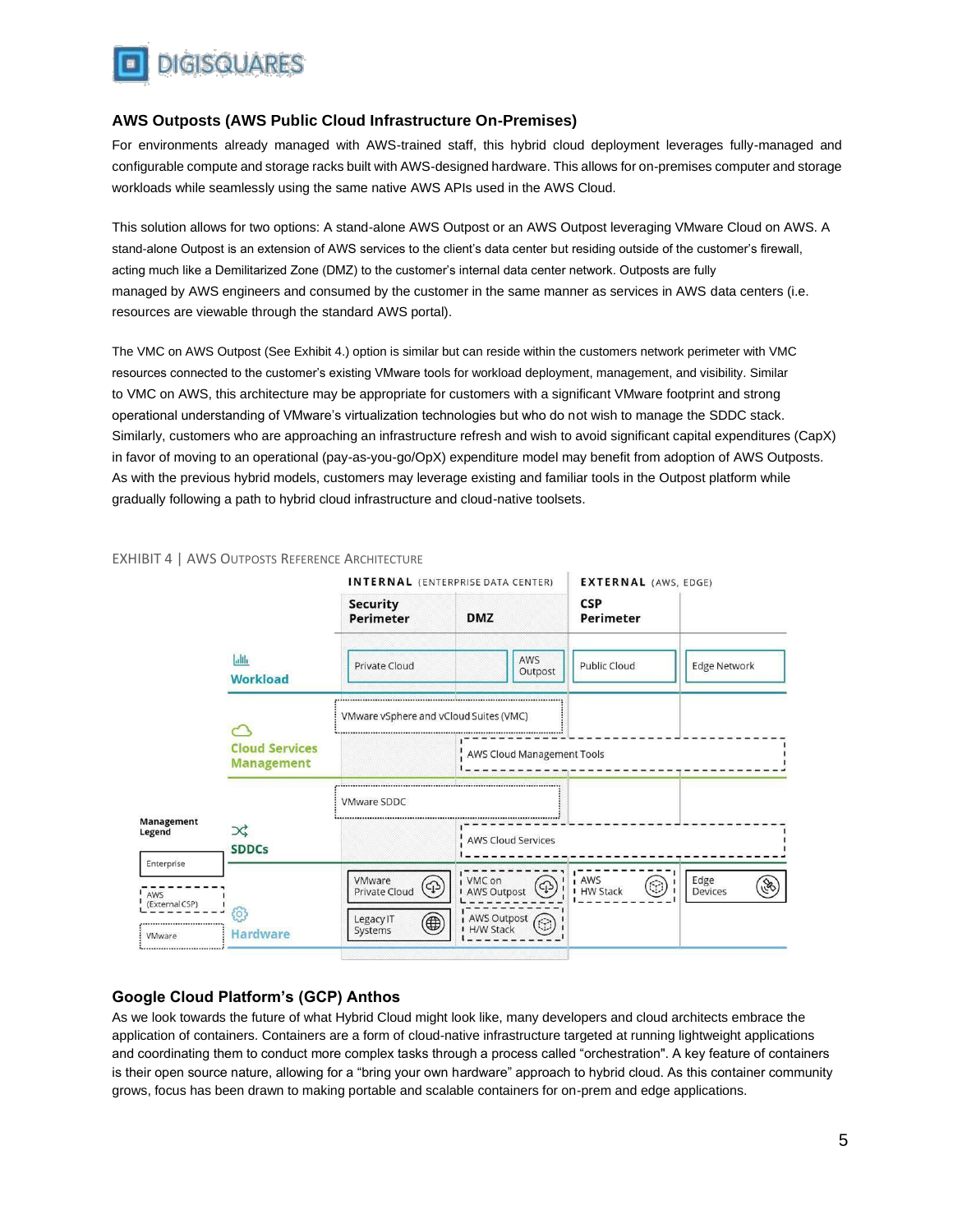## AWS Outposts (AWS Public Cloud Infrastructure On-Premises)

For environments already managed with AWS-trained staff, this hybrid cloud deployment leverages fully-managed and configurable compute and storage racks built with AWS-designed hardware. This allows for on-premises computer and storage workloads while seamlessly using the same native AWS APIs used in the AWS Cloud.

This solution allows for two options: A stand-alone AWS Outpost or an AWS Outpost leveraging VMware Cloud on AWS. A stand-alone Outpost is an extension of AWS services to the client's data center but residing outside of the customer's firewall, acting much like a Demilitarized Zone (DMZ) to the customer's internal data center network. Outposts are fully managed by AWS engineers and consumed by the customer in the same manner as services in AWS data centers (i.e. resources are viewable through the standard AWS portal).

The VMC on AWS Outpost (See Exhibit 4.) option is similar but can reside within the customers network perimeter with VMC resources connected to the customer's existing VMware tools for workload deployment, management, and visibility. Similar to VMC on AWS, this architecture may be appropriate for customers with a significant VMware footprint and strong operational understanding of VMware's virtualization technologies but who do not wish to manage the SDDC stack. Similarly, customers who are approaching an infrastructure refresh and wish to avoid significant capital expenditures (CapX) in favor of moving to an operational (pay-as-you-go/OpX) expenditure model may benefit from adoption of AWS Outposts. As with the previous hybrid models, customers may leverage existing and familiar tools in the Outpost platform while gradually following a path to hybrid cloud infrastructure and cloud-native toolsets.

EXHIBIT 4 | AWS OUTPOSTS REFERENCE ARCHITECTURE

| | INTERNAL (ENTERPRISE DATA CENTER) | | EXTERNAL (AWS, EDGE) | |
|---|---|---|---|---|
| | Security Perimeter | DMZ | CSP Perimeter | |
| Workload | Private Cloud | AWS Outpost | Public Cloud | Edge Network |
| Cloud Services Management | VMware vSphere and vCloud Suites (VMC) | VMware vSphere and vCloud Suites (VMC); AWS Cloud Management Tools | AWS Cloud Management Tools | AWS Cloud Management Tools |
| SDDCs | VMware SDDC | VMware SDDC; AWS Cloud Services | AWS Cloud Services | AWS Cloud Services |
| Hardware | VMware Private Cloud; Legacy IT Systems | VMC on AWS Outpost; AWS Outpost H/W Stack | AWS HW Stack | Edge Devices |

Management Legend: Enterprise; AWS (External CSP); VMware

## Google Cloud Platform's (GCP) Anthos

As we look towards the future of what Hybrid Cloud might look like, many developers and cloud architects embrace the application of containers. Containers are a form of cloud-native infrastructure targeted at running lightweight applications and coordinating them to conduct more complex tasks through a process called "orchestration". A key feature of containers is their open source nature, allowing for a "bring your own hardware" approach to hybrid cloud. As this container community grows, focus has been drawn to making portable and scalable containers for on-prem and edge applications.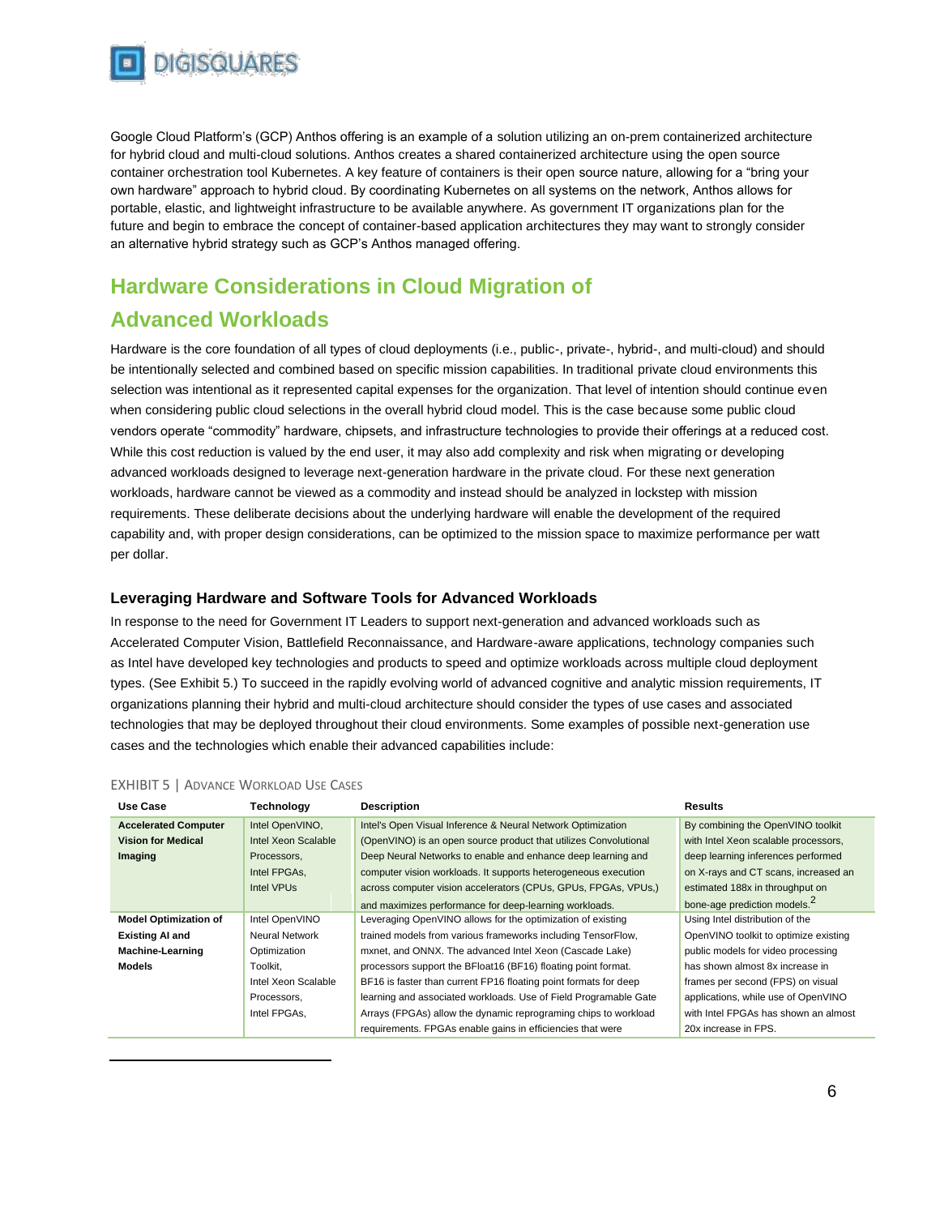Google Cloud Platform's (GCP) Anthos offering is an example of a solution utilizing an on-prem containerized architecture for hybrid cloud and multi-cloud solutions. Anthos creates a shared containerized architecture using the open source container orchestration tool Kubernetes. A key feature of containers is their open source nature, allowing for a "bring your own hardware" approach to hybrid cloud. By coordinating Kubernetes on all systems on the network, Anthos allows for portable, elastic, and lightweight infrastructure to be available anywhere. As government IT organizations plan for the future and begin to embrace the concept of container-based application architectures they may want to strongly consider an alternative hybrid strategy such as GCP's Anthos managed offering.

## Hardware Considerations in Cloud Migration of Advanced Workloads

Hardware is the core foundation of all types of cloud deployments (i.e., public-, private-, hybrid-, and multi-cloud) and should be intentionally selected and combined based on specific mission capabilities. In traditional private cloud environments this selection was intentional as it represented capital expenses for the organization. That level of intention should continue even when considering public cloud selections in the overall hybrid cloud model. This is the case because some public cloud vendors operate "commodity" hardware, chipsets, and infrastructure technologies to provide their offerings at a reduced cost. While this cost reduction is valued by the end user, it may also add complexity and risk when migrating or developing advanced workloads designed to leverage next-generation hardware in the private cloud. For these next generation workloads, hardware cannot be viewed as a commodity and instead should be analyzed in lockstep with mission requirements. These deliberate decisions about the underlying hardware will enable the development of the required capability and, with proper design considerations, can be optimized to the mission space to maximize performance per watt per dollar.

### Leveraging Hardware and Software Tools for Advanced Workloads

In response to the need for Government IT Leaders to support next-generation and advanced workloads such as Accelerated Computer Vision, Battlefield Reconnaissance, and Hardware-aware applications, technology companies such as Intel have developed key technologies and products to speed and optimize workloads across multiple cloud deployment types. (See Exhibit 5.) To succeed in the rapidly evolving world of advanced cognitive and analytic mission requirements, IT organizations planning their hybrid and multi-cloud architecture should consider the types of use cases and associated technologies that may be deployed throughout their cloud environments. Some examples of possible next-generation use cases and the technologies which enable their advanced capabilities include:

EXHIBIT 5 | ADVANCE WORKLOAD USE CASES

| Use Case | Technology | Description | Results |
|---|---|---|---|
| **Accelerated Computer Vision for Medical Imaging** | Intel OpenVINO, Intel Xeon Scalable Processors, Intel FPGAs, Intel VPUs | Intel's Open Visual Inference & Neural Network Optimization (OpenVINO) is an open source product that utilizes Convolutional Deep Neural Networks to enable and enhance deep learning and computer vision workloads. It supports heterogeneous execution across computer vision accelerators (CPUs, GPUs, FPGAs, VPUs,) and maximizes performance for deep-learning workloads. | By combining the OpenVINO toolkit with Intel Xeon scalable processors, deep learning inferences performed on X-rays and CT scans, increased an estimated 188x in throughput on bone-age prediction models.[2] |
| **Model Optimization of Existing AI and Machine-Learning Models** | Intel OpenVINO Neural Network Optimization Toolkit, Intel Xeon Scalable Processors, Intel FPGAs, | Leveraging OpenVINO allows for the optimization of existing trained models from various frameworks including TensorFlow, mxnet, and ONNX. The advanced Intel Xeon (Cascade Lake) processors support the BFloat16 (BF16) floating point format. BF16 is faster than current FP16 floating point formats for deep learning and associated workloads. Use of Field Programable Gate Arrays (FPGAs) allow the dynamic reprograming chips to workload requirements. FPGAs enable gains in efficiencies that were | Using Intel distribution of the OpenVINO toolkit to optimize existing public models for video processing has shown almost 8x increase in frames per second (FPS) on visual applications, while use of OpenVINO with Intel FPGAs has shown an almost 20x increase in FPS. |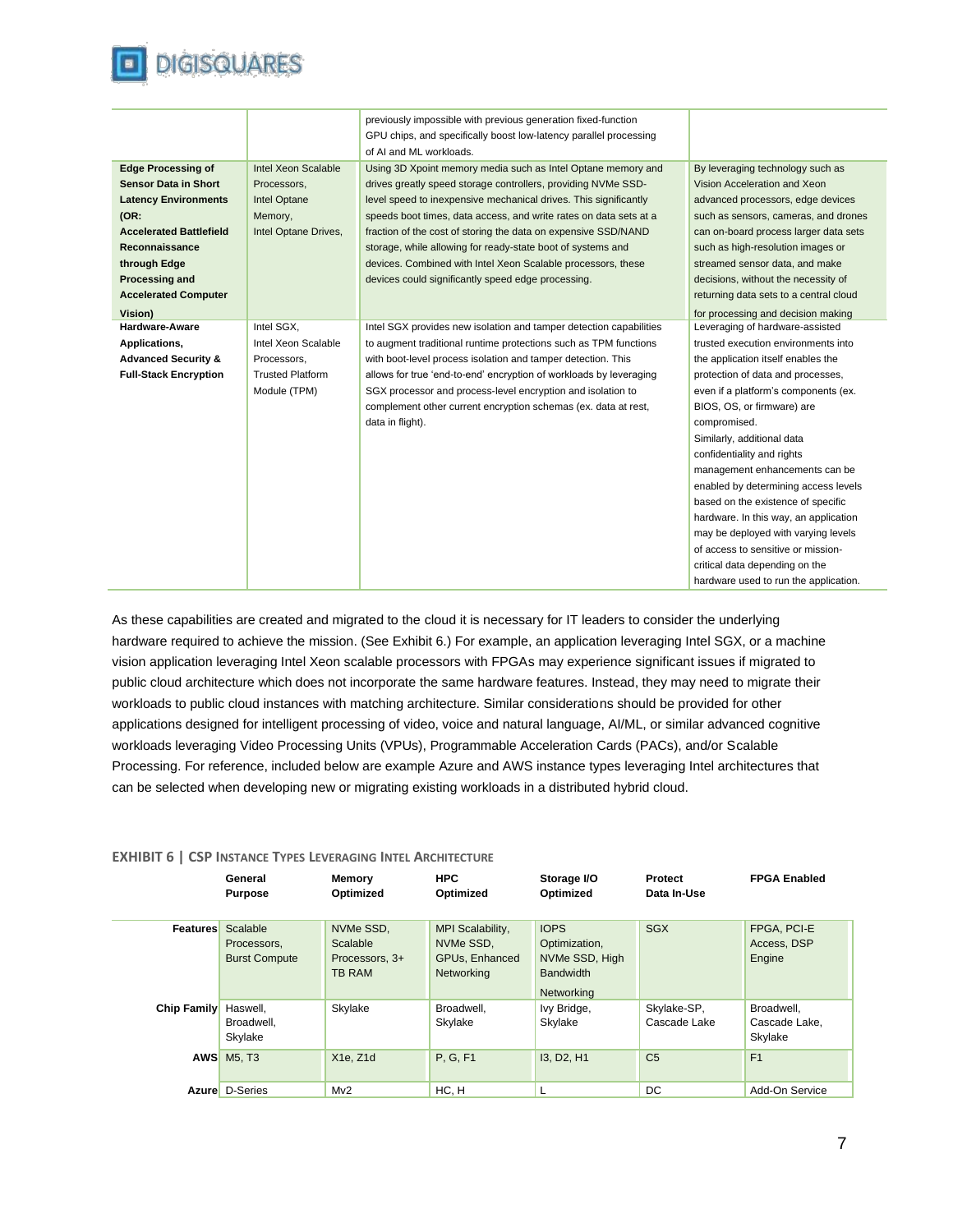| | | | |
|---|---|---|---|
| | | previously impossible with previous generation fixed-function GPU chips, and specifically boost low-latency parallel processing of AI and ML workloads. | |
| **Edge Processing of Sensor Data in Short Latency Environments (OR: Accelerated Battlefield Reconnaissance through Edge Processing and Accelerated Computer Vision)** | Intel Xeon Scalable Processors, Intel Optane Memory, Intel Optane Drives, | Using 3D Xpoint memory media such as Intel Optane memory and drives greatly speed storage controllers, providing NVMe SSD-level speed to inexpensive mechanical drives. This significantly speeds boot times, data access, and write rates on data sets at a fraction of the cost of storing the data on expensive SSD/NAND storage, while allowing for ready-state boot of systems and devices. Combined with Intel Xeon Scalable processors, these devices could significantly speed edge processing. | By leveraging technology such as Vision Acceleration and Xeon advanced processors, edge devices such as sensors, cameras, and drones can on-board process larger data sets such as high-resolution images or streamed sensor data, and make decisions, without the necessity of returning data sets to a central cloud for processing and decision making |
| **Hardware-Aware Applications, Advanced Security & Full-Stack Encryption** | Intel SGX, Intel Xeon Scalable Processors, Trusted Platform Module (TPM) | Intel SGX provides new isolation and tamper detection capabilities to augment traditional runtime protections such as TPM functions with boot-level process isolation and tamper detection. This allows for true 'end-to-end' encryption of workloads by leveraging SGX processor and process-level encryption and isolation to complement other current encryption schemas (ex. data at rest, data in flight). | Leveraging of hardware-assisted trusted execution environments into the application itself enables the protection of data and processes, even if a platform's components (ex. BIOS, OS, or firmware) are compromised. Similarly, additional data confidentiality and rights management enhancements can be enabled by determining access levels based on the existence of specific hardware. In this way, an application may be deployed with varying levels of access to sensitive or mission-critical data depending on the hardware used to run the application. |

As these capabilities are created and migrated to the cloud it is necessary for IT leaders to consider the underlying hardware required to achieve the mission. (See Exhibit 6.) For example, an application leveraging Intel SGX, or a machine vision application leveraging Intel Xeon scalable processors with FPGAs may experience significant issues if migrated to public cloud architecture which does not incorporate the same hardware features. Instead, they may need to migrate their workloads to public cloud instances with matching architecture. Similar considerations should be provided for other applications designed for intelligent processing of video, voice and natural language, AI/ML, or similar advanced cognitive workloads leveraging Video Processing Units (VPUs), Programmable Acceleration Cards (PACs), and/or Scalable Processing. For reference, included below are example Azure and AWS instance types leveraging Intel architectures that can be selected when developing new or migrating existing workloads in a distributed hybrid cloud.

**EXHIBIT 6 | CSP INSTANCE TYPES LEVERAGING INTEL ARCHITECTURE**

| | General Purpose | Memory Optimized | HPC Optimized | Storage I/O Optimized | Protect Data In-Use | FPGA Enabled |
|---|---|---|---|---|---|---|
| **Features** | Scalable Processors, Burst Compute | NVMe SSD, Scalable Processors, 3+ TB RAM | MPI Scalability, NVMe SSD, GPUs, Enhanced Networking | IOPS Optimization, NVMe SSD, High Bandwidth Networking | SGX | FPGA, PCI-E Access, DSP Engine |
| **Chip Family** | Haswell, Broadwell, Skylake | Skylake | Broadwell, Skylake | Ivy Bridge, Skylake | Skylake-SP, Cascade Lake | Broadwell, Cascade Lake, Skylake |
| **AWS** | M5, T3 | X1e, Z1d | P, G, F1 | I3, D2, H1 | C5 | F1 |
| **Azure** | D-Series | Mv2 | HC, H | L | DC | Add-On Service |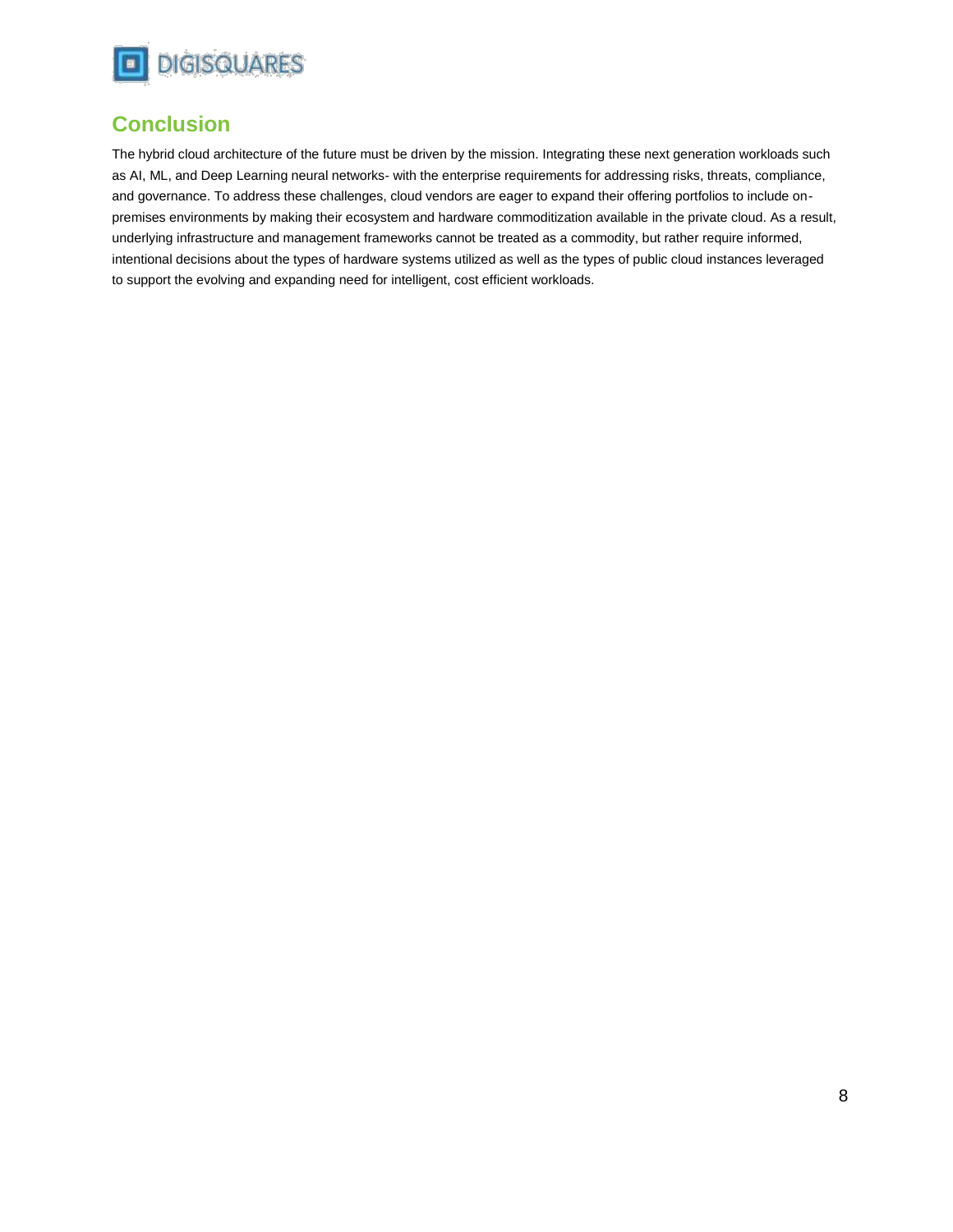## Conclusion

The hybrid cloud architecture of the future must be driven by the mission. Integrating these next generation workloads such as AI, ML, and Deep Learning neural networks- with the enterprise requirements for addressing risks, threats, compliance, and governance. To address these challenges, cloud vendors are eager to expand their offering portfolios to include on-premises environments by making their ecosystem and hardware commoditization available in the private cloud. As a result, underlying infrastructure and management frameworks cannot be treated as a commodity, but rather require informed, intentional decisions about the types of hardware systems utilized as well as the types of public cloud instances leveraged to support the evolving and expanding need for intelligent, cost efficient workloads.